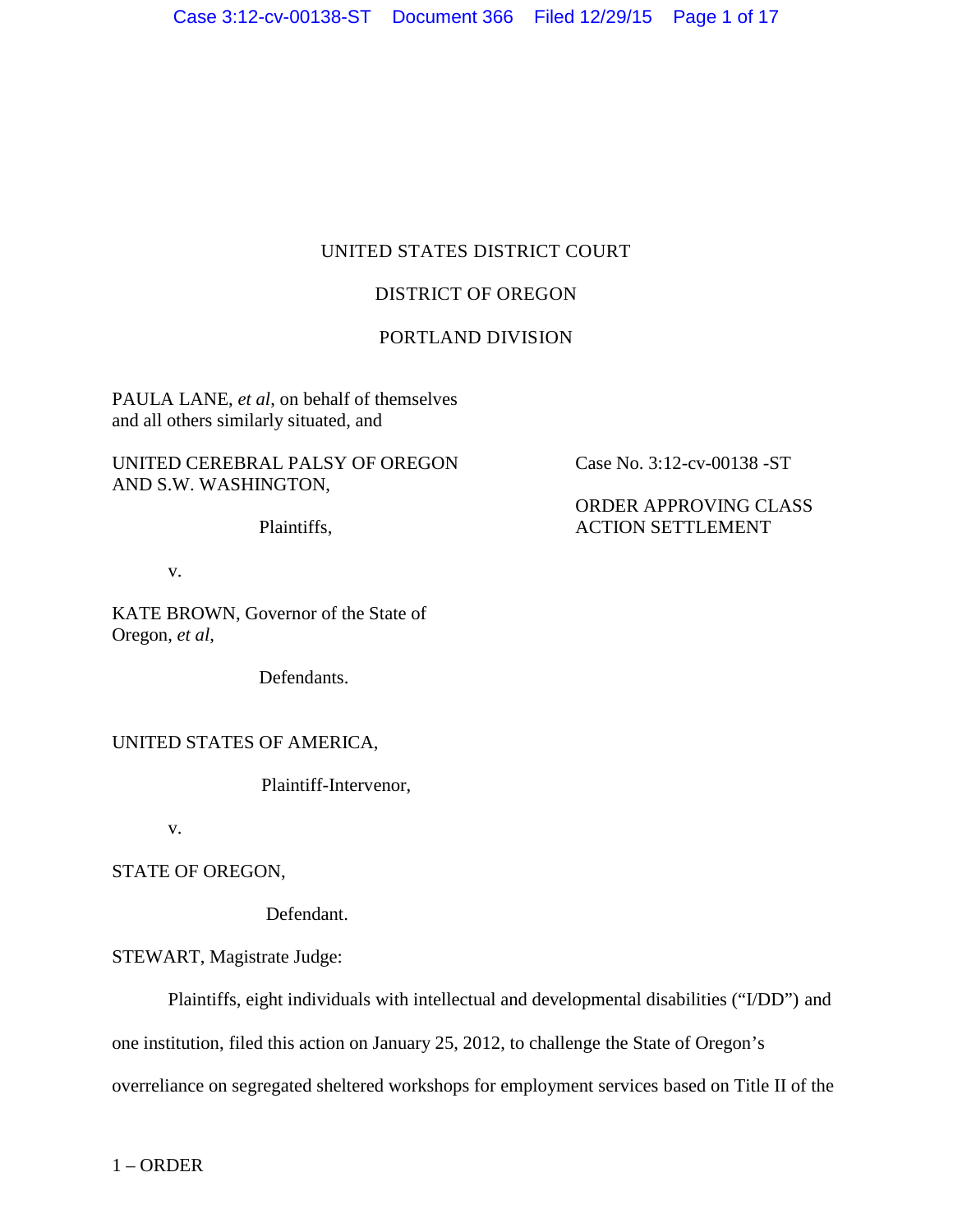UNITED STATES DISTRICT COURT

DISTRICT OF OREGON

PORTLAND DIVISION

PAULA LANE, *et al*, on behalf of themselves and all others similarly situated, and

UNITED CEREBRAL PALSY OF OREGON AND S.W. WASHINGTON,

Plaintiffs,

v.

KATE BROWN, Governor of the State of Oregon, *et al*,

Defendants.

Case No. 3:12-cv-00138 -ST

ORDER APPROVING CLASS ACTION SETTLEMENT

UNITED STATES OF AMERICA,

Plaintiff-Intervenor,

v.

STATE OF OREGON,

Defendant.

STEWART, Magistrate Judge:

Plaintiffs, eight individuals with intellectual and developmental disabilities ("I/DD") and one institution, filed this action on January 25, 2012, to challenge the State of Oregon's overreliance on segregated sheltered workshops for employment services based on Title II of the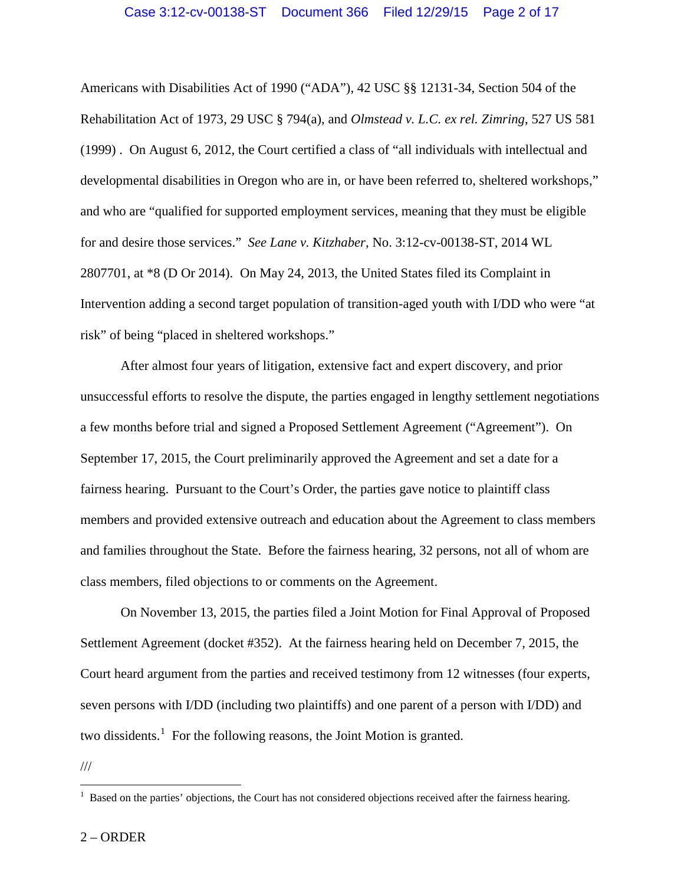Americans with Disabilities Act of 1990 ("ADA"), 42 USC §§ 12131-34, Section 504 of the Rehabilitation Act of 1973, 29 USC § 794(a), and *Olmstead v. L.C. ex rel. Zimring*, 527 US 581 (1999) . On August 6, 2012, the Court certified a class of "all individuals with intellectual and developmental disabilities in Oregon who are in, or have been referred to, sheltered workshops," and who are "qualified for supported employment services, meaning that they must be eligible for and desire those services." *See Lane v. Kitzhaber*, No. 3:12-cv-00138-ST, 2014 WL 2807701, at *8 (D Or 2014). On May 24, 2013, the United States filed its Complaint in Intervention adding a second target population of transition-aged youth with I/DD who were "at risk" of being "placed in sheltered workshops."

After almost four years of litigation, extensive fact and expert discovery, and prior unsuccessful efforts to resolve the dispute, the parties engaged in lengthy settlement negotiations a few months before trial and signed a Proposed Settlement Agreement ("Agreement"). On September 17, 2015, the Court preliminarily approved the Agreement and set a date for a fairness hearing. Pursuant to the Court's Order, the parties gave notice to plaintiff class members and provided extensive outreach and education about the Agreement to class members and families throughout the State. Before the fairness hearing, 32 persons, not all of whom are class members, filed objections to or comments on the Agreement.

On November 13, 2015, the parties filed a Joint Motion for Final Approval of Proposed Settlement Agreement (docket #352). At the fairness hearing held on December 7, 2015, the Court heard argument from the parties and received testimony from 12 witnesses (four experts, seven persons with I/DD (including two plaintiffs) and one parent of a person with I/DD) and two dissidents.[1] For the following reasons, the Joint Motion is granted.

///

[1] Based on the parties' objections, the Court has not considered objections received after the fairness hearing.

2 – ORDER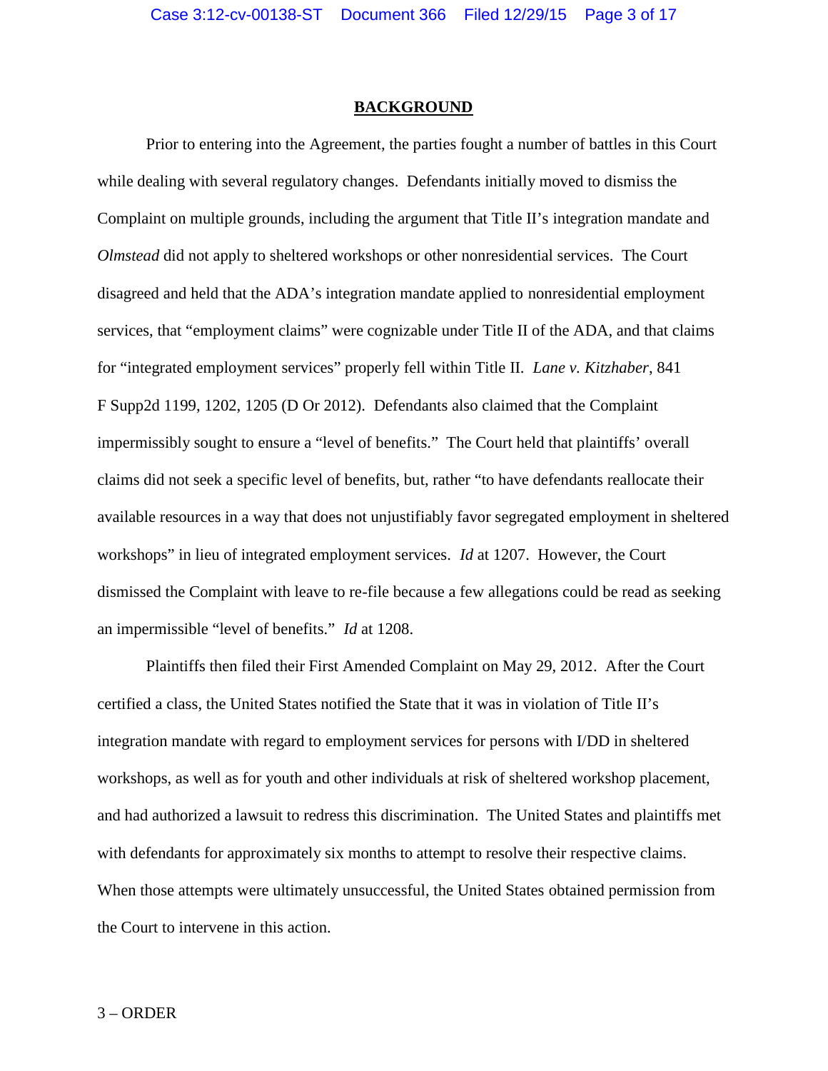## BACKGROUND

Prior to entering into the Agreement, the parties fought a number of battles in this Court while dealing with several regulatory changes. Defendants initially moved to dismiss the Complaint on multiple grounds, including the argument that Title II's integration mandate and *Olmstead* did not apply to sheltered workshops or other nonresidential services. The Court disagreed and held that the ADA's integration mandate applied to nonresidential employment services, that "employment claims" were cognizable under Title II of the ADA, and that claims for "integrated employment services" properly fell within Title II. *Lane v. Kitzhaber*, 841 F Supp2d 1199, 1202, 1205 (D Or 2012). Defendants also claimed that the Complaint impermissibly sought to ensure a "level of benefits." The Court held that plaintiffs' overall claims did not seek a specific level of benefits, but, rather "to have defendants reallocate their available resources in a way that does not unjustifiably favor segregated employment in sheltered workshops" in lieu of integrated employment services. *Id* at 1207. However, the Court dismissed the Complaint with leave to re-file because a few allegations could be read as seeking an impermissible "level of benefits." *Id* at 1208.

Plaintiffs then filed their First Amended Complaint on May 29, 2012. After the Court certified a class, the United States notified the State that it was in violation of Title II's integration mandate with regard to employment services for persons with I/DD in sheltered workshops, as well as for youth and other individuals at risk of sheltered workshop placement, and had authorized a lawsuit to redress this discrimination. The United States and plaintiffs met with defendants for approximately six months to attempt to resolve their respective claims. When those attempts were ultimately unsuccessful, the United States obtained permission from the Court to intervene in this action.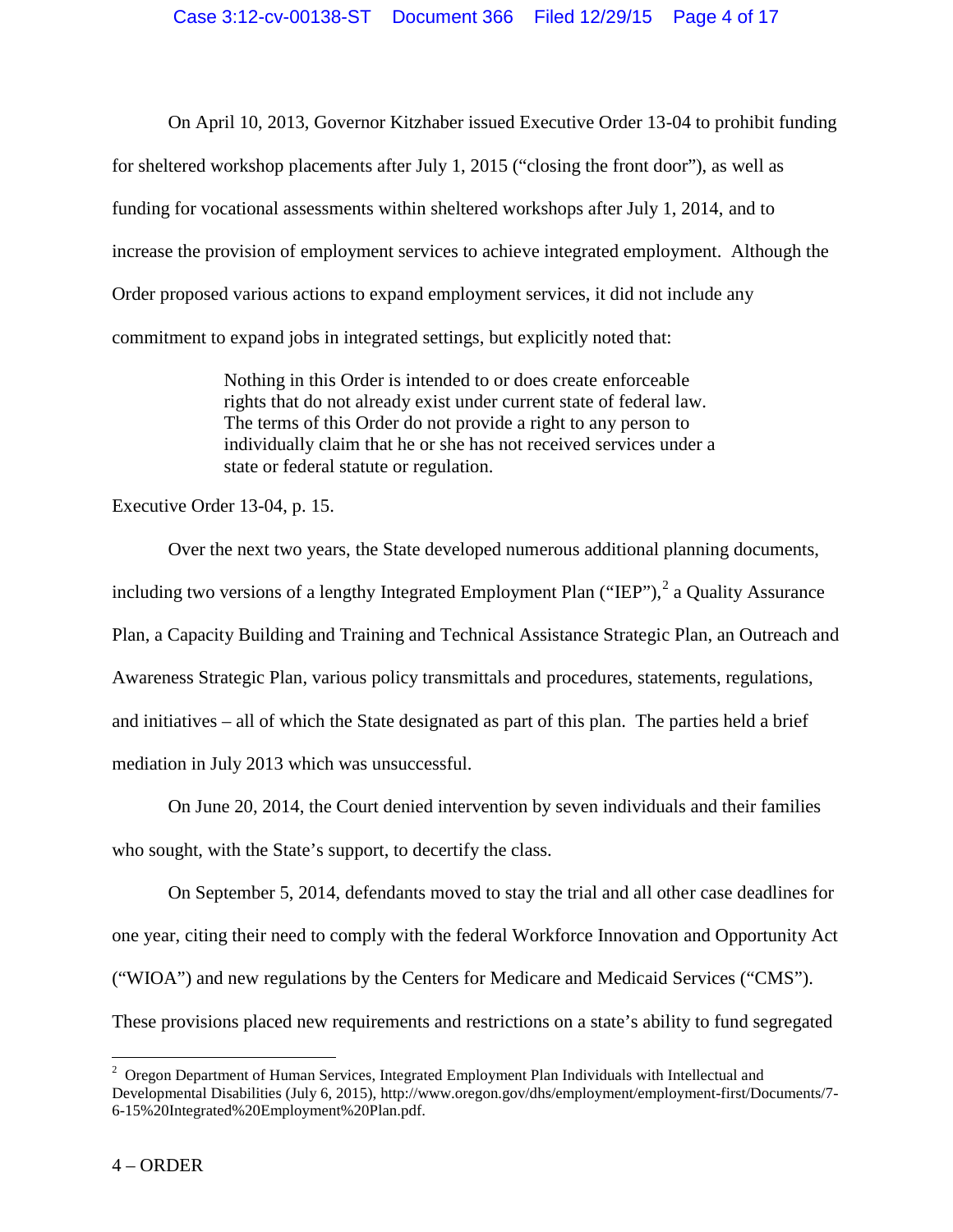On April 10, 2013, Governor Kitzhaber issued Executive Order 13-04 to prohibit funding for sheltered workshop placements after July 1, 2015 ("closing the front door"), as well as funding for vocational assessments within sheltered workshops after July 1, 2014, and to increase the provision of employment services to achieve integrated employment. Although the Order proposed various actions to expand employment services, it did not include any commitment to expand jobs in integrated settings, but explicitly noted that:

> Nothing in this Order is intended to or does create enforceable rights that do not already exist under current state of federal law. The terms of this Order do not provide a right to any person to individually claim that he or she has not received services under a state or federal statute or regulation.

Executive Order 13-04, p. 15.

Over the next two years, the State developed numerous additional planning documents, including two versions of a lengthy Integrated Employment Plan ("IEP"),[2] a Quality Assurance Plan, a Capacity Building and Training and Technical Assistance Strategic Plan, an Outreach and Awareness Strategic Plan, various policy transmittals and procedures, statements, regulations, and initiatives – all of which the State designated as part of this plan. The parties held a brief mediation in July 2013 which was unsuccessful.

On June 20, 2014, the Court denied intervention by seven individuals and their families who sought, with the State's support, to decertify the class.

On September 5, 2014, defendants moved to stay the trial and all other case deadlines for one year, citing their need to comply with the federal Workforce Innovation and Opportunity Act ("WIOA") and new regulations by the Centers for Medicare and Medicaid Services ("CMS"). These provisions placed new requirements and restrictions on a state's ability to fund segregated

---

[2] Oregon Department of Human Services, Integrated Employment Plan Individuals with Intellectual and Developmental Disabilities (July 6, 2015), http://www.oregon.gov/dhs/employment/employment-first/Documents/7-6-15%20Integrated%20Employment%20Plan.pdf.

4 – ORDER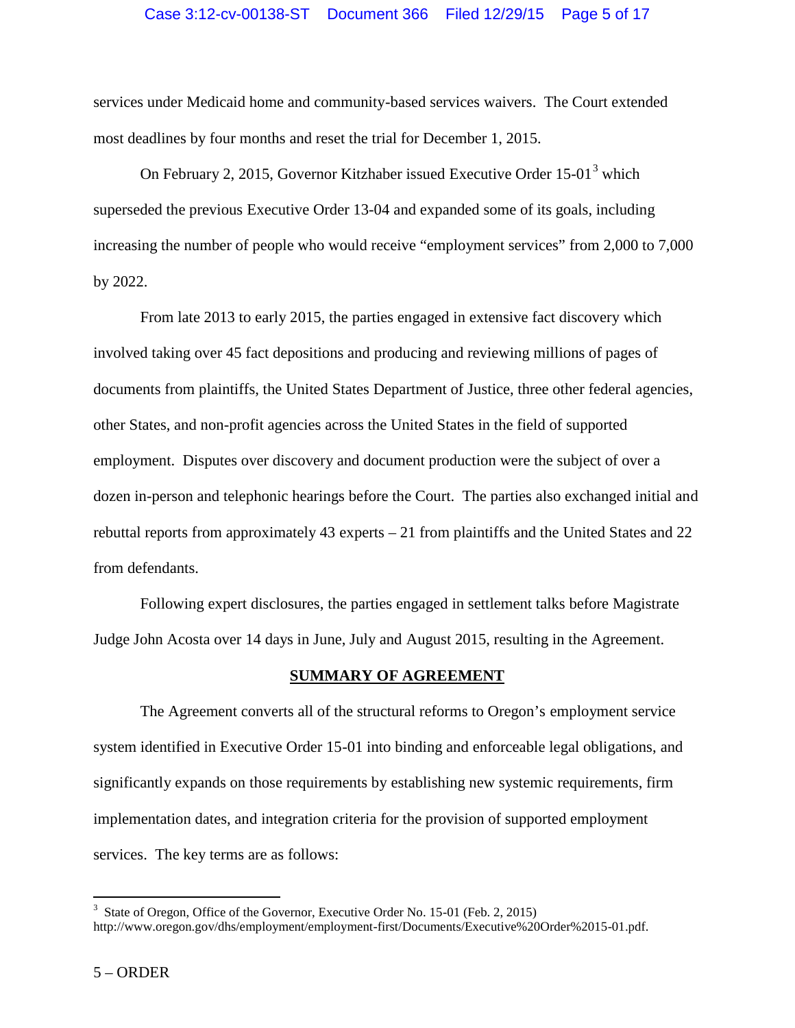services under Medicaid home and community-based services waivers. The Court extended most deadlines by four months and reset the trial for December 1, 2015.

On February 2, 2015, Governor Kitzhaber issued Executive Order 15-01[3] which superseded the previous Executive Order 13-04 and expanded some of its goals, including increasing the number of people who would receive "employment services" from 2,000 to 7,000 by 2022.

From late 2013 to early 2015, the parties engaged in extensive fact discovery which involved taking over 45 fact depositions and producing and reviewing millions of pages of documents from plaintiffs, the United States Department of Justice, three other federal agencies, other States, and non-profit agencies across the United States in the field of supported employment. Disputes over discovery and document production were the subject of over a dozen in-person and telephonic hearings before the Court. The parties also exchanged initial and rebuttal reports from approximately 43 experts – 21 from plaintiffs and the United States and 22 from defendants.

Following expert disclosures, the parties engaged in settlement talks before Magistrate Judge John Acosta over 14 days in June, July and August 2015, resulting in the Agreement.

## SUMMARY OF AGREEMENT

The Agreement converts all of the structural reforms to Oregon's employment service system identified in Executive Order 15-01 into binding and enforceable legal obligations, and significantly expands on those requirements by establishing new systemic requirements, firm implementation dates, and integration criteria for the provision of supported employment services. The key terms are as follows:

---

[3] State of Oregon, Office of the Governor, Executive Order No. 15-01 (Feb. 2, 2015) http://www.oregon.gov/dhs/employment/employment-first/Documents/Executive%20Order%2015-01.pdf.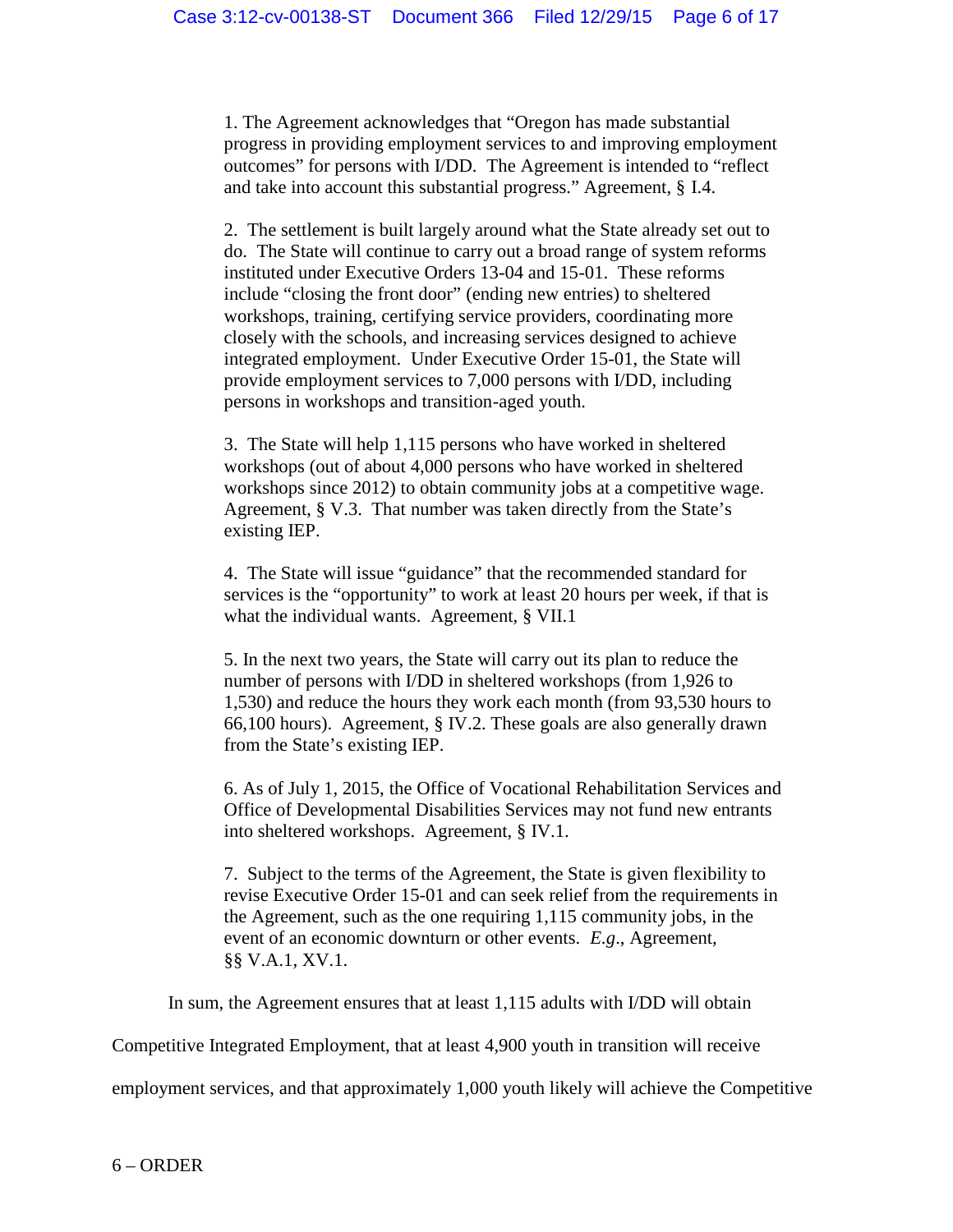1. The Agreement acknowledges that "Oregon has made substantial progress in providing employment services to and improving employment outcomes" for persons with I/DD. The Agreement is intended to "reflect and take into account this substantial progress." Agreement, § I.4.

2. The settlement is built largely around what the State already set out to do. The State will continue to carry out a broad range of system reforms instituted under Executive Orders 13-04 and 15-01. These reforms include "closing the front door" (ending new entries) to sheltered workshops, training, certifying service providers, coordinating more closely with the schools, and increasing services designed to achieve integrated employment. Under Executive Order 15-01, the State will provide employment services to 7,000 persons with I/DD, including persons in workshops and transition-aged youth.

3. The State will help 1,115 persons who have worked in sheltered workshops (out of about 4,000 persons who have worked in sheltered workshops since 2012) to obtain community jobs at a competitive wage. Agreement, § V.3. That number was taken directly from the State's existing IEP.

4. The State will issue "guidance" that the recommended standard for services is the "opportunity" to work at least 20 hours per week, if that is what the individual wants. Agreement, § VII.1

5. In the next two years, the State will carry out its plan to reduce the number of persons with I/DD in sheltered workshops (from 1,926 to 1,530) and reduce the hours they work each month (from 93,530 hours to 66,100 hours). Agreement, § IV.2. These goals are also generally drawn from the State's existing IEP.

6. As of July 1, 2015, the Office of Vocational Rehabilitation Services and Office of Developmental Disabilities Services may not fund new entrants into sheltered workshops. Agreement, § IV.1.

7. Subject to the terms of the Agreement, the State is given flexibility to revise Executive Order 15-01 and can seek relief from the requirements in the Agreement, such as the one requiring 1,115 community jobs, in the event of an economic downturn or other events. *E.g*., Agreement, §§ V.A.1, XV.1.

In sum, the Agreement ensures that at least 1,115 adults with I/DD will obtain Competitive Integrated Employment, that at least 4,900 youth in transition will receive employment services, and that approximately 1,000 youth likely will achieve the Competitive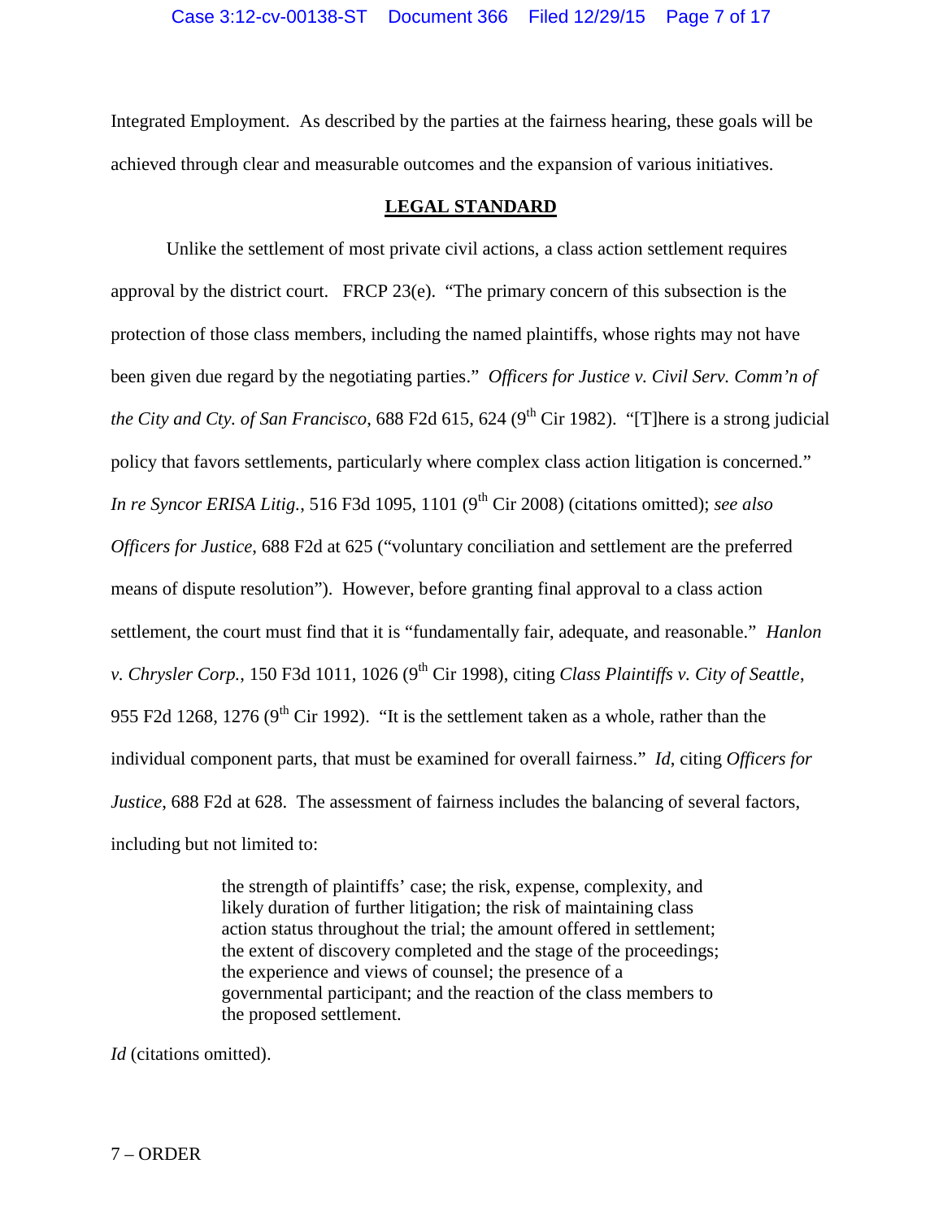Integrated Employment. As described by the parties at the fairness hearing, these goals will be achieved through clear and measurable outcomes and the expansion of various initiatives.

## LEGAL STANDARD

Unlike the settlement of most private civil actions, a class action settlement requires approval by the district court. FRCP 23(e). "The primary concern of this subsection is the protection of those class members, including the named plaintiffs, whose rights may not have been given due regard by the negotiating parties." *Officers for Justice v. Civil Serv. Comm'n of the City and Cty. of San Francisco*, 688 F2d 615, 624 (9th Cir 1982). "[T]here is a strong judicial policy that favors settlements, particularly where complex class action litigation is concerned." *In re Syncor ERISA Litig.*, 516 F3d 1095, 1101 (9th Cir 2008) (citations omitted); *see also Officers for Justice*, 688 F2d at 625 ("voluntary conciliation and settlement are the preferred means of dispute resolution"). However, before granting final approval to a class action settlement, the court must find that it is "fundamentally fair, adequate, and reasonable." *Hanlon v. Chrysler Corp.*, 150 F3d 1011, 1026 (9th Cir 1998), citing *Class Plaintiffs v. City of Seattle*, 955 F2d 1268, 1276 (9th Cir 1992). "It is the settlement taken as a whole, rather than the individual component parts, that must be examined for overall fairness." *Id*, citing *Officers for Justice*, 688 F2d at 628. The assessment of fairness includes the balancing of several factors, including but not limited to:

> the strength of plaintiffs' case; the risk, expense, complexity, and likely duration of further litigation; the risk of maintaining class action status throughout the trial; the amount offered in settlement; the extent of discovery completed and the stage of the proceedings; the experience and views of counsel; the presence of a governmental participant; and the reaction of the class members to the proposed settlement.

*Id* (citations omitted).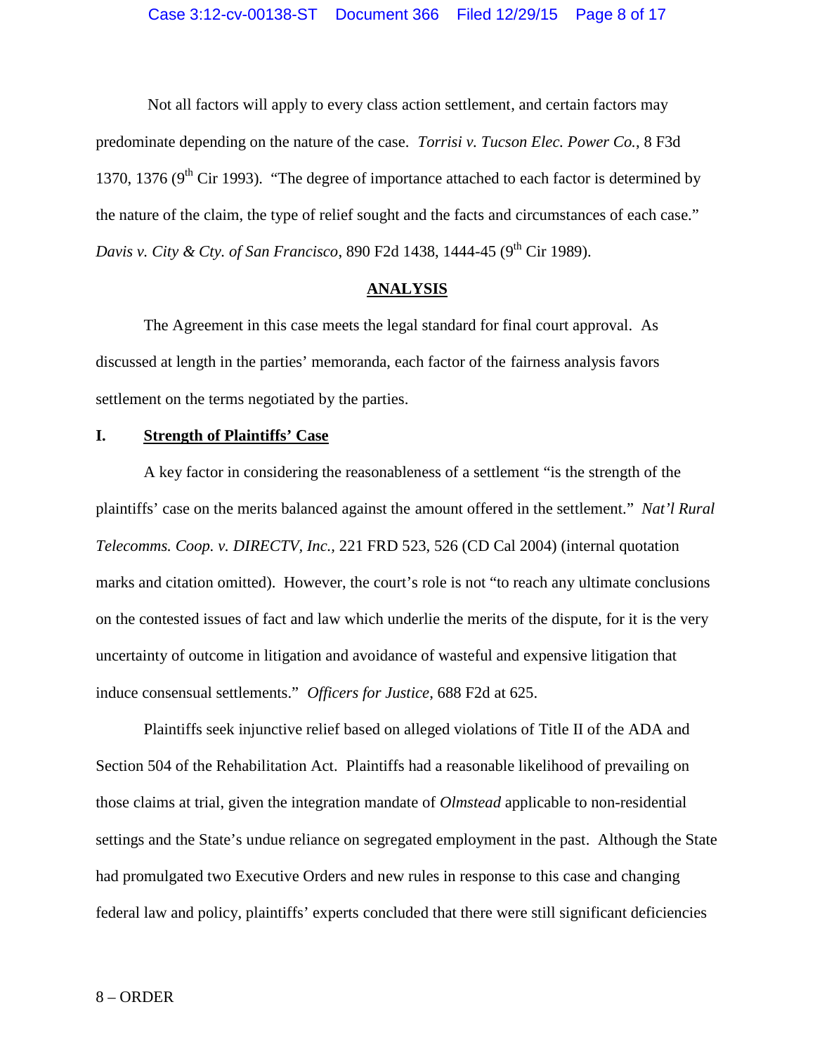Not all factors will apply to every class action settlement, and certain factors may predominate depending on the nature of the case. *Torrisi v. Tucson Elec. Power Co.*, 8 F3d 1370, 1376 (9th Cir 1993). "The degree of importance attached to each factor is determined by the nature of the claim, the type of relief sought and the facts and circumstances of each case." *Davis v. City & Cty. of San Francisco*, 890 F2d 1438, 1444-45 (9th Cir 1989).

## ANALYSIS

The Agreement in this case meets the legal standard for final court approval. As discussed at length in the parties' memoranda, each factor of the fairness analysis favors settlement on the terms negotiated by the parties.

### I. Strength of Plaintiffs' Case

A key factor in considering the reasonableness of a settlement "is the strength of the plaintiffs' case on the merits balanced against the amount offered in the settlement." *Nat'l Rural Telecomms. Coop. v. DIRECTV, Inc.*, 221 FRD 523, 526 (CD Cal 2004) (internal quotation marks and citation omitted). However, the court's role is not "to reach any ultimate conclusions on the contested issues of fact and law which underlie the merits of the dispute, for it is the very uncertainty of outcome in litigation and avoidance of wasteful and expensive litigation that induce consensual settlements." *Officers for Justice*, 688 F2d at 625.

Plaintiffs seek injunctive relief based on alleged violations of Title II of the ADA and Section 504 of the Rehabilitation Act. Plaintiffs had a reasonable likelihood of prevailing on those claims at trial, given the integration mandate of *Olmstead* applicable to non-residential settings and the State's undue reliance on segregated employment in the past. Although the State had promulgated two Executive Orders and new rules in response to this case and changing federal law and policy, plaintiffs' experts concluded that there were still significant deficiencies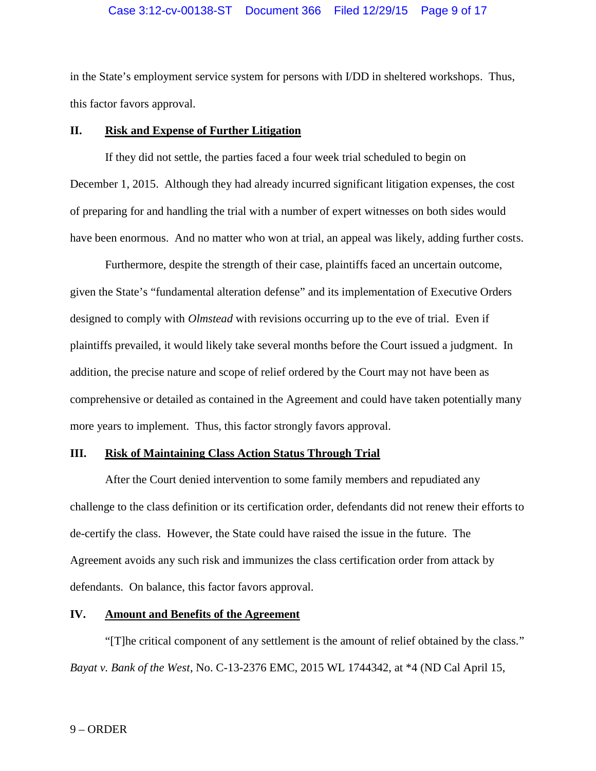in the State's employment service system for persons with I/DD in sheltered workshops. Thus, this factor favors approval.

## II. Risk and Expense of Further Litigation

If they did not settle, the parties faced a four week trial scheduled to begin on December 1, 2015. Although they had already incurred significant litigation expenses, the cost of preparing for and handling the trial with a number of expert witnesses on both sides would have been enormous. And no matter who won at trial, an appeal was likely, adding further costs.

Furthermore, despite the strength of their case, plaintiffs faced an uncertain outcome, given the State's "fundamental alteration defense" and its implementation of Executive Orders designed to comply with *Olmstead* with revisions occurring up to the eve of trial. Even if plaintiffs prevailed, it would likely take several months before the Court issued a judgment. In addition, the precise nature and scope of relief ordered by the Court may not have been as comprehensive or detailed as contained in the Agreement and could have taken potentially many more years to implement. Thus, this factor strongly favors approval.

## III. Risk of Maintaining Class Action Status Through Trial

After the Court denied intervention to some family members and repudiated any challenge to the class definition or its certification order, defendants did not renew their efforts to de-certify the class. However, the State could have raised the issue in the future. The Agreement avoids any such risk and immunizes the class certification order from attack by defendants. On balance, this factor favors approval.

## IV. Amount and Benefits of the Agreement

"[T]he critical component of any settlement is the amount of relief obtained by the class." *Bayat v. Bank of the West*, No. C-13-2376 EMC, 2015 WL 1744342, at *4 (ND Cal April 15,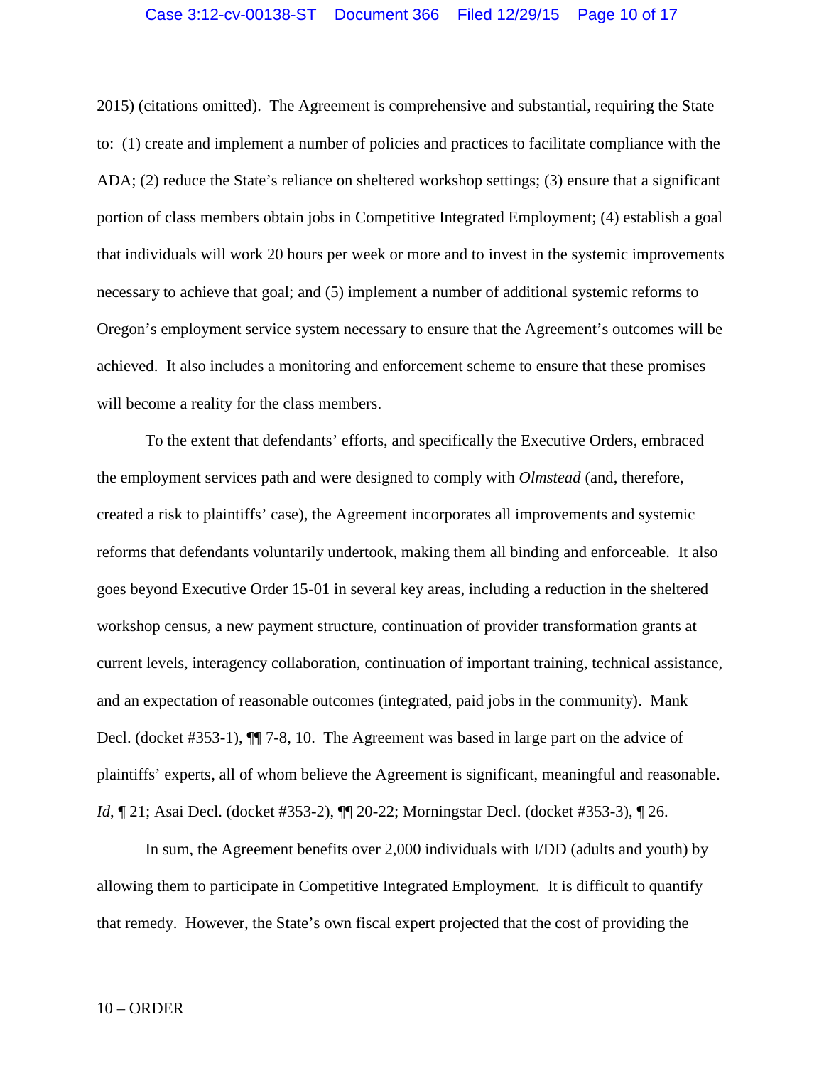2015) (citations omitted). The Agreement is comprehensive and substantial, requiring the State to: (1) create and implement a number of policies and practices to facilitate compliance with the ADA; (2) reduce the State's reliance on sheltered workshop settings; (3) ensure that a significant portion of class members obtain jobs in Competitive Integrated Employment; (4) establish a goal that individuals will work 20 hours per week or more and to invest in the systemic improvements necessary to achieve that goal; and (5) implement a number of additional systemic reforms to Oregon's employment service system necessary to ensure that the Agreement's outcomes will be achieved. It also includes a monitoring and enforcement scheme to ensure that these promises will become a reality for the class members.

To the extent that defendants' efforts, and specifically the Executive Orders, embraced the employment services path and were designed to comply with *Olmstead* (and, therefore, created a risk to plaintiffs' case), the Agreement incorporates all improvements and systemic reforms that defendants voluntarily undertook, making them all binding and enforceable. It also goes beyond Executive Order 15-01 in several key areas, including a reduction in the sheltered workshop census, a new payment structure, continuation of provider transformation grants at current levels, interagency collaboration, continuation of important training, technical assistance, and an expectation of reasonable outcomes (integrated, paid jobs in the community). Mank Decl. (docket #353-1), ¶¶ 7-8, 10. The Agreement was based in large part on the advice of plaintiffs' experts, all of whom believe the Agreement is significant, meaningful and reasonable. *Id*, ¶ 21; Asai Decl. (docket #353-2), ¶¶ 20-22; Morningstar Decl. (docket #353-3), ¶ 26.

In sum, the Agreement benefits over 2,000 individuals with I/DD (adults and youth) by allowing them to participate in Competitive Integrated Employment. It is difficult to quantify that remedy. However, the State's own fiscal expert projected that the cost of providing the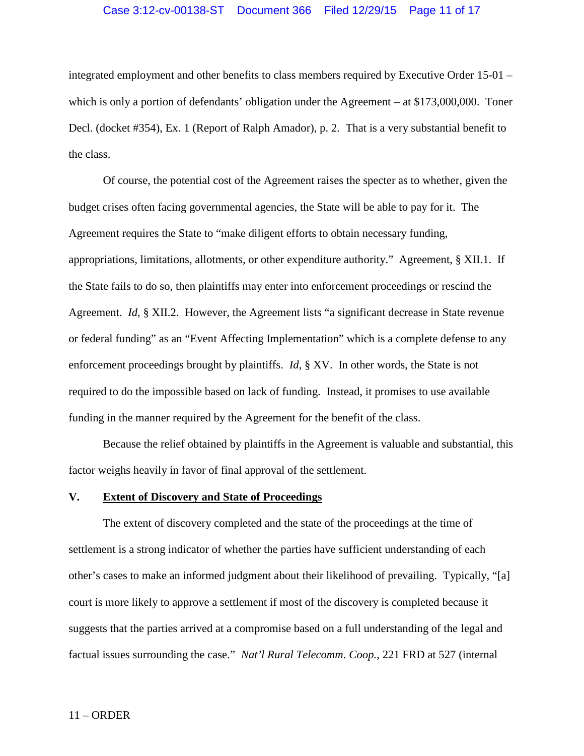integrated employment and other benefits to class members required by Executive Order 15-01 – which is only a portion of defendants' obligation under the Agreement – at $173,000,000. Toner Decl. (docket #354), Ex. 1 (Report of Ralph Amador), p. 2. That is a very substantial benefit to the class.

Of course, the potential cost of the Agreement raises the specter as to whether, given the budget crises often facing governmental agencies, the State will be able to pay for it. The Agreement requires the State to "make diligent efforts to obtain necessary funding, appropriations, limitations, allotments, or other expenditure authority." Agreement, § XII.1. If the State fails to do so, then plaintiffs may enter into enforcement proceedings or rescind the Agreement. *Id*, § XII.2. However, the Agreement lists "a significant decrease in State revenue or federal funding" as an "Event Affecting Implementation" which is a complete defense to any enforcement proceedings brought by plaintiffs. *Id*, § XV. In other words, the State is not required to do the impossible based on lack of funding. Instead, it promises to use available funding in the manner required by the Agreement for the benefit of the class.

Because the relief obtained by plaintiffs in the Agreement is valuable and substantial, this factor weighs heavily in favor of final approval of the settlement.

## V. <u>Extent of Discovery and State of Proceedings</u>

The extent of discovery completed and the state of the proceedings at the time of settlement is a strong indicator of whether the parties have sufficient understanding of each other's cases to make an informed judgment about their likelihood of prevailing. Typically, "[a] court is more likely to approve a settlement if most of the discovery is completed because it suggests that the parties arrived at a compromise based on a full understanding of the legal and factual issues surrounding the case." *Nat'l Rural Telecomm. Coop.*, 221 FRD at 527 (internal

11 – ORDER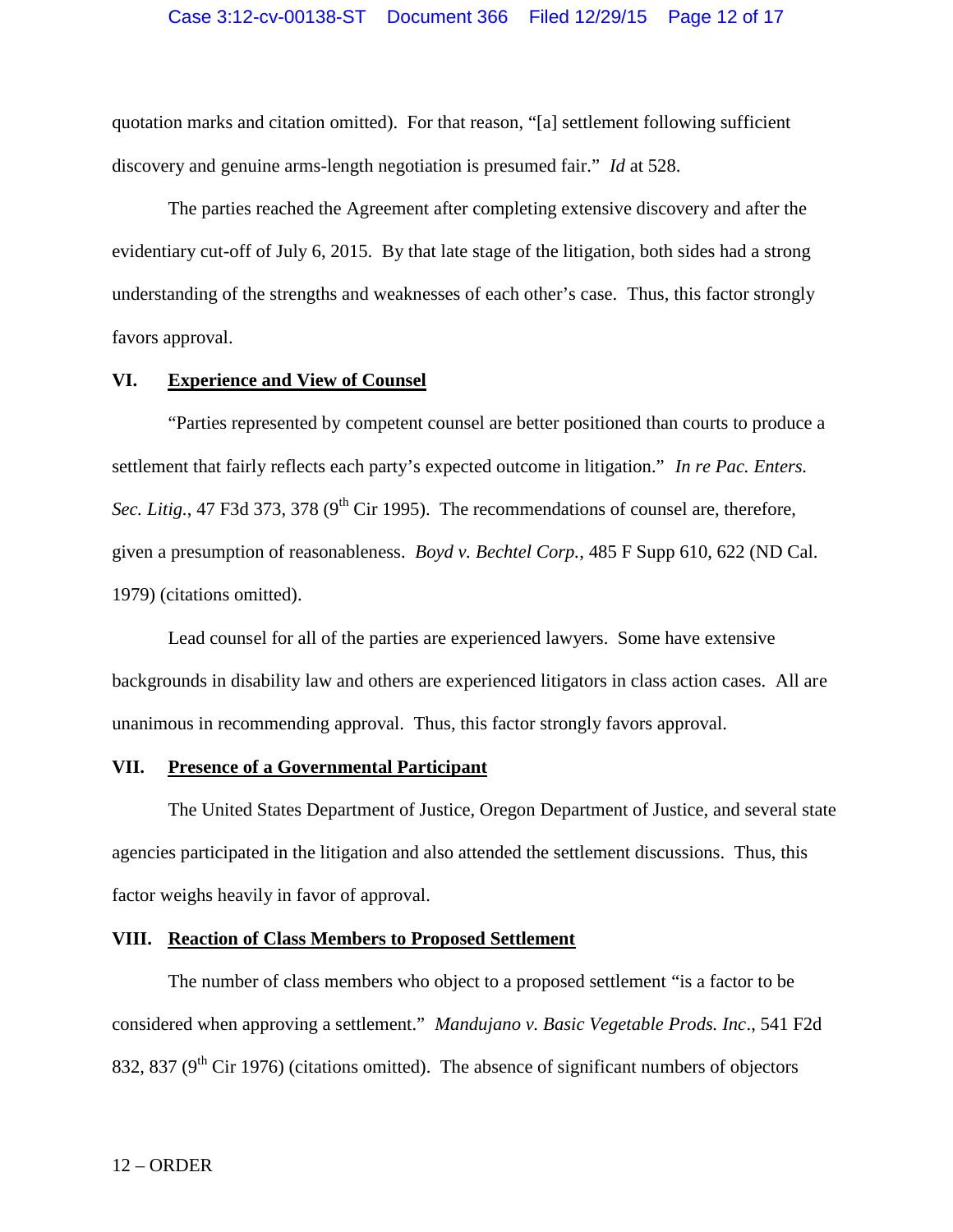quotation marks and citation omitted). For that reason, "[a] settlement following sufficient discovery and genuine arms-length negotiation is presumed fair." *Id* at 528.

The parties reached the Agreement after completing extensive discovery and after the evidentiary cut-off of July 6, 2015. By that late stage of the litigation, both sides had a strong understanding of the strengths and weaknesses of each other's case. Thus, this factor strongly favors approval.

## VI. Experience and View of Counsel

"Parties represented by competent counsel are better positioned than courts to produce a settlement that fairly reflects each party's expected outcome in litigation." *In re Pac. Enters. Sec. Litig.*, 47 F3d 373, 378 (9th Cir 1995). The recommendations of counsel are, therefore, given a presumption of reasonableness. *Boyd v. Bechtel Corp.,* 485 F Supp 610, 622 (ND Cal. 1979) (citations omitted).

Lead counsel for all of the parties are experienced lawyers. Some have extensive backgrounds in disability law and others are experienced litigators in class action cases. All are unanimous in recommending approval. Thus, this factor strongly favors approval.

## VII. Presence of a Governmental Participant

The United States Department of Justice, Oregon Department of Justice, and several state agencies participated in the litigation and also attended the settlement discussions. Thus, this factor weighs heavily in favor of approval.

## VIII. Reaction of Class Members to Proposed Settlement

The number of class members who object to a proposed settlement "is a factor to be considered when approving a settlement." *Mandujano v. Basic Vegetable Prods. Inc*., 541 F2d 832, 837 (9th Cir 1976) (citations omitted). The absence of significant numbers of objectors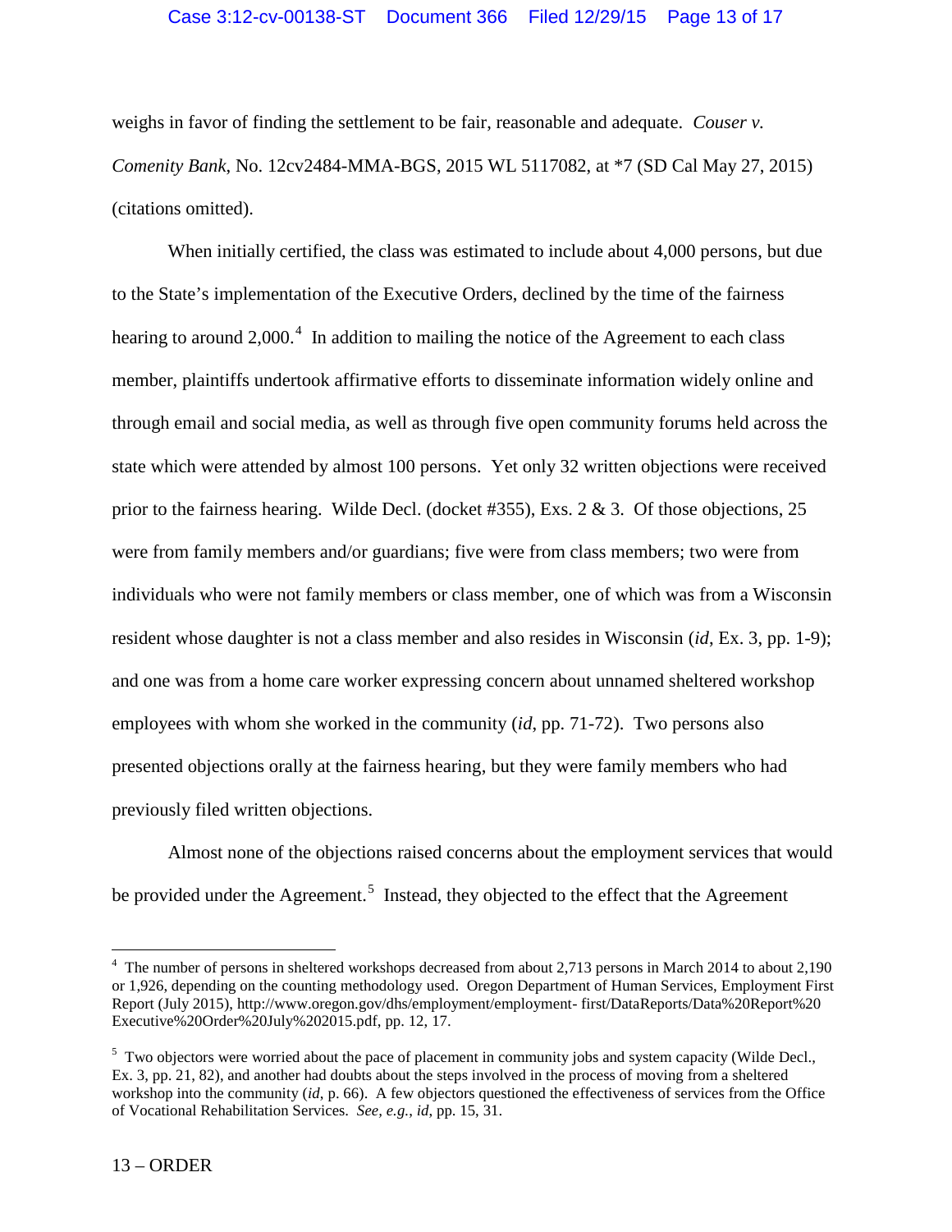weighs in favor of finding the settlement to be fair, reasonable and adequate. *Couser v. Comenity Bank*, No. 12cv2484-MMA-BGS, 2015 WL 5117082, at *7 (SD Cal May 27, 2015) (citations omitted).

When initially certified, the class was estimated to include about 4,000 persons, but due to the State's implementation of the Executive Orders, declined by the time of the fairness hearing to around 2,000.[4] In addition to mailing the notice of the Agreement to each class member, plaintiffs undertook affirmative efforts to disseminate information widely online and through email and social media, as well as through five open community forums held across the state which were attended by almost 100 persons. Yet only 32 written objections were received prior to the fairness hearing. Wilde Decl. (docket #355), Exs. 2 & 3. Of those objections, 25 were from family members and/or guardians; five were from class members; two were from individuals who were not family members or class member, one of which was from a Wisconsin resident whose daughter is not a class member and also resides in Wisconsin (*id*, Ex. 3, pp. 1-9); and one was from a home care worker expressing concern about unnamed sheltered workshop employees with whom she worked in the community (*id*, pp. 71-72). Two persons also presented objections orally at the fairness hearing, but they were family members who had previously filed written objections.

Almost none of the objections raised concerns about the employment services that would be provided under the Agreement.[5] Instead, they objected to the effect that the Agreement

---

[4] The number of persons in sheltered workshops decreased from about 2,713 persons in March 2014 to about 2,190 or 1,926, depending on the counting methodology used. Oregon Department of Human Services, Employment First Report (July 2015), http://www.oregon.gov/dhs/employment/employment- first/DataReports/Data%20Report%20 Executive%20Order%20July%202015.pdf, pp. 12, 17.

[5] Two objectors were worried about the pace of placement in community jobs and system capacity (Wilde Decl., Ex. 3, pp. 21, 82), and another had doubts about the steps involved in the process of moving from a sheltered workshop into the community (*id*, p. 66). A few objectors questioned the effectiveness of services from the Office of Vocational Rehabilitation Services. *See, e.g.*, *id*, pp. 15, 31.

13 – ORDER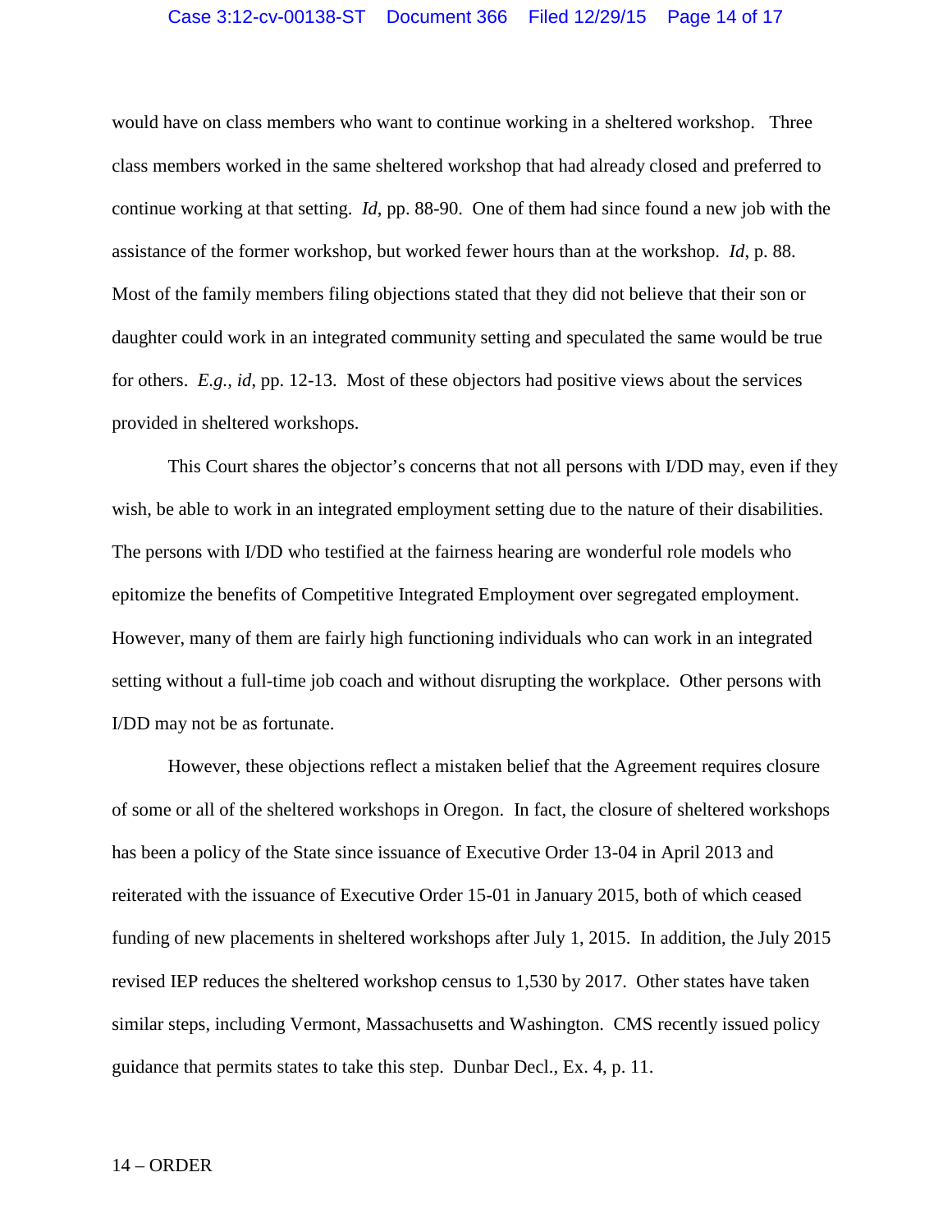would have on class members who want to continue working in a sheltered workshop. Three class members worked in the same sheltered workshop that had already closed and preferred to continue working at that setting. *Id*, pp. 88-90. One of them had since found a new job with the assistance of the former workshop, but worked fewer hours than at the workshop. *Id*, p. 88. Most of the family members filing objections stated that they did not believe that their son or daughter could work in an integrated community setting and speculated the same would be true for others. *E.g., id*, pp. 12-13. Most of these objectors had positive views about the services provided in sheltered workshops.

This Court shares the objector's concerns that not all persons with I/DD may, even if they wish, be able to work in an integrated employment setting due to the nature of their disabilities. The persons with I/DD who testified at the fairness hearing are wonderful role models who epitomize the benefits of Competitive Integrated Employment over segregated employment. However, many of them are fairly high functioning individuals who can work in an integrated setting without a full-time job coach and without disrupting the workplace. Other persons with I/DD may not be as fortunate.

However, these objections reflect a mistaken belief that the Agreement requires closure of some or all of the sheltered workshops in Oregon. In fact, the closure of sheltered workshops has been a policy of the State since issuance of Executive Order 13-04 in April 2013 and reiterated with the issuance of Executive Order 15-01 in January 2015, both of which ceased funding of new placements in sheltered workshops after July 1, 2015. In addition, the July 2015 revised IEP reduces the sheltered workshop census to 1,530 by 2017. Other states have taken similar steps, including Vermont, Massachusetts and Washington. CMS recently issued policy guidance that permits states to take this step. Dunbar Decl., Ex. 4, p. 11.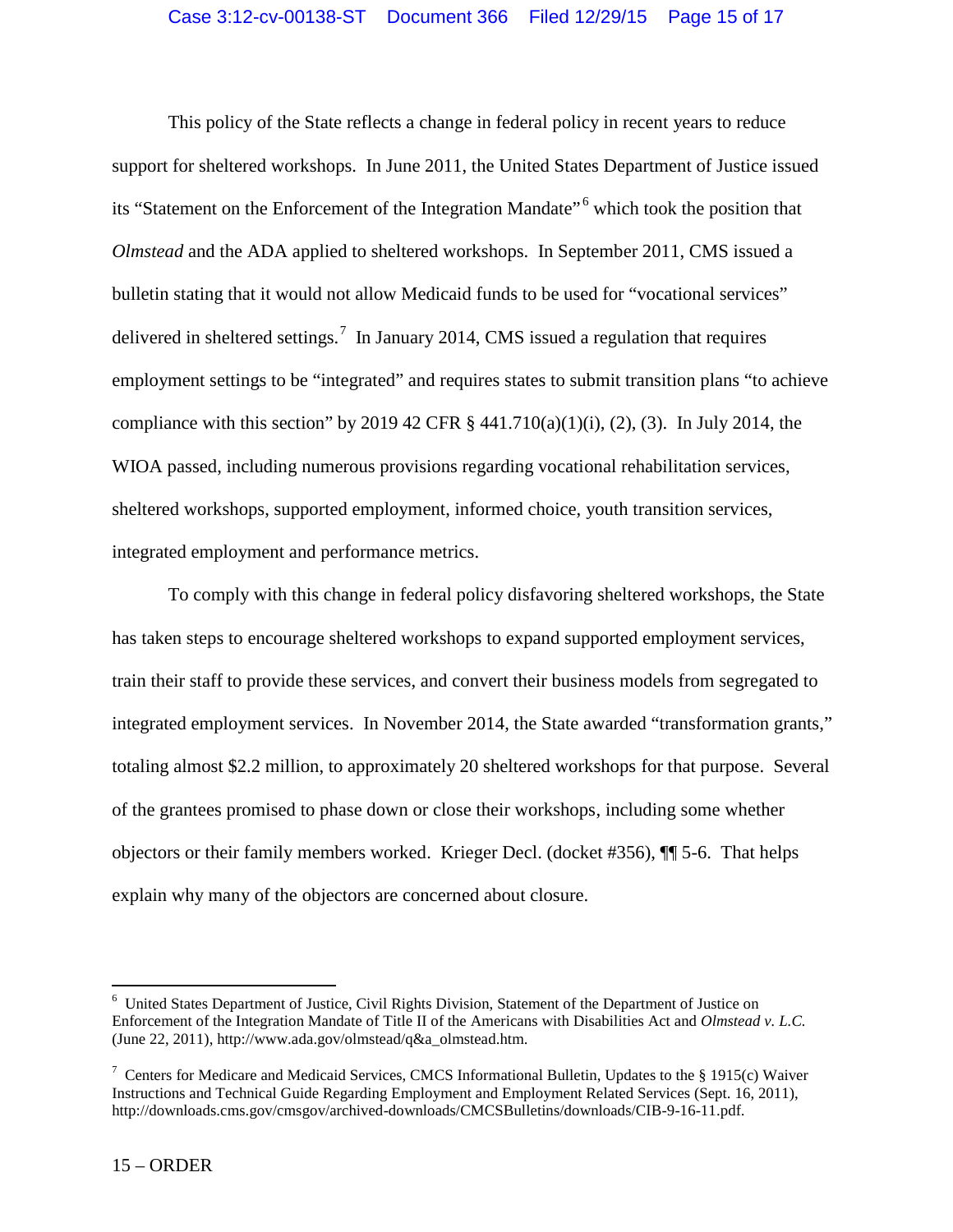This policy of the State reflects a change in federal policy in recent years to reduce support for sheltered workshops. In June 2011, the United States Department of Justice issued its "Statement on the Enforcement of the Integration Mandate"[6] which took the position that *Olmstead* and the ADA applied to sheltered workshops. In September 2011, CMS issued a bulletin stating that it would not allow Medicaid funds to be used for "vocational services" delivered in sheltered settings.[7] In January 2014, CMS issued a regulation that requires employment settings to be "integrated" and requires states to submit transition plans "to achieve compliance with this section" by 2019 42 CFR § 441.710(a)(1)(i), (2), (3). In July 2014, the WIOA passed, including numerous provisions regarding vocational rehabilitation services, sheltered workshops, supported employment, informed choice, youth transition services, integrated employment and performance metrics.

To comply with this change in federal policy disfavoring sheltered workshops, the State has taken steps to encourage sheltered workshops to expand supported employment services, train their staff to provide these services, and convert their business models from segregated to integrated employment services. In November 2014, the State awarded "transformation grants," totaling almost $2.2 million, to approximately 20 sheltered workshops for that purpose. Several of the grantees promised to phase down or close their workshops, including some whether objectors or their family members worked. Krieger Decl. (docket #356), ¶¶ 5-6. That helps explain why many of the objectors are concerned about closure.

---

[6] United States Department of Justice, Civil Rights Division, Statement of the Department of Justice on Enforcement of the Integration Mandate of Title II of the Americans with Disabilities Act and *Olmstead v. L.C.* (June 22, 2011), http://www.ada.gov/olmstead/q&a_olmstead.htm.

[7] Centers for Medicare and Medicaid Services, CMCS Informational Bulletin, Updates to the § 1915(c) Waiver Instructions and Technical Guide Regarding Employment and Employment Related Services (Sept. 16, 2011), http://downloads.cms.gov/cmsgov/archived-downloads/CMCSBulletins/downloads/CIB-9-16-11.pdf.

15 – ORDER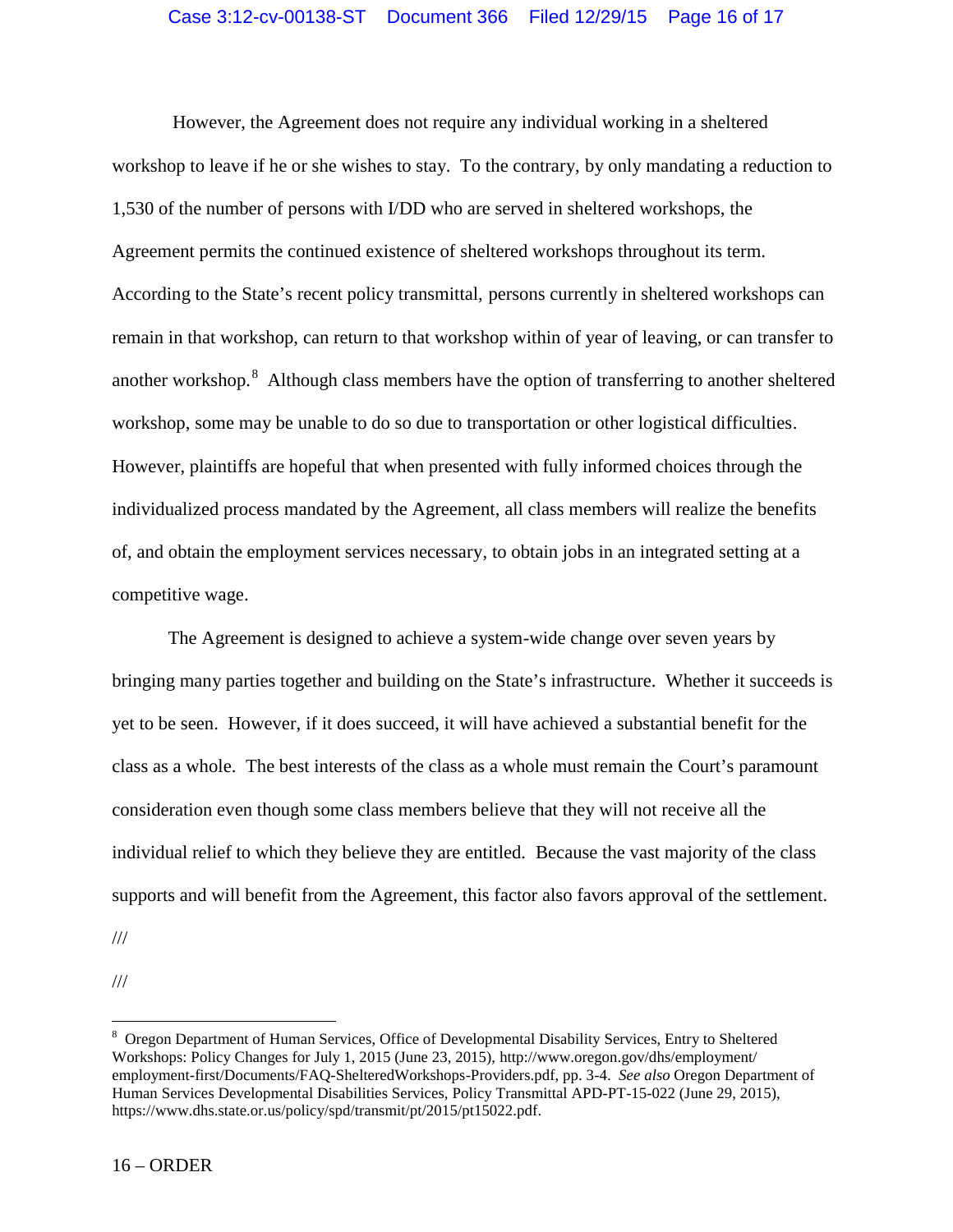However, the Agreement does not require any individual working in a sheltered workshop to leave if he or she wishes to stay. To the contrary, by only mandating a reduction to 1,530 of the number of persons with I/DD who are served in sheltered workshops, the Agreement permits the continued existence of sheltered workshops throughout its term. According to the State's recent policy transmittal, persons currently in sheltered workshops can remain in that workshop, can return to that workshop within of year of leaving, or can transfer to another workshop.[8] Although class members have the option of transferring to another sheltered workshop, some may be unable to do so due to transportation or other logistical difficulties. However, plaintiffs are hopeful that when presented with fully informed choices through the individualized process mandated by the Agreement, all class members will realize the benefits of, and obtain the employment services necessary, to obtain jobs in an integrated setting at a competitive wage.

The Agreement is designed to achieve a system-wide change over seven years by bringing many parties together and building on the State's infrastructure. Whether it succeeds is yet to be seen. However, if it does succeed, it will have achieved a substantial benefit for the class as a whole. The best interests of the class as a whole must remain the Court's paramount consideration even though some class members believe that they will not receive all the individual relief to which they believe they are entitled. Because the vast majority of the class supports and will benefit from the Agreement, this factor also favors approval of the settlement.

///

///

---

[8] Oregon Department of Human Services, Office of Developmental Disability Services, Entry to Sheltered Workshops: Policy Changes for July 1, 2015 (June 23, 2015), http://www.oregon.gov/dhs/employment/employment-first/Documents/FAQ-ShelteredWorkshops-Providers.pdf, pp. 3-4. *See also* Oregon Department of Human Services Developmental Disabilities Services, Policy Transmittal APD-PT-15-022 (June 29, 2015), https://www.dhs.state.or.us/policy/spd/transmit/pt/2015/pt15022.pdf.

16 – ORDER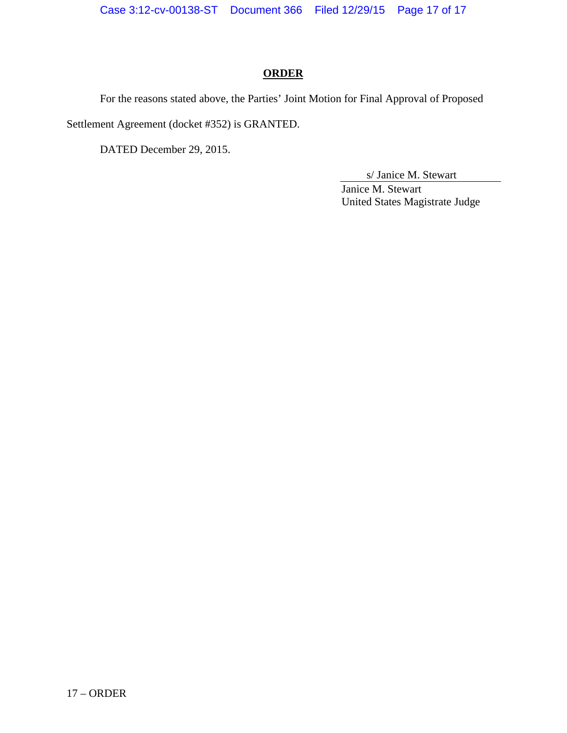**ORDER**

For the reasons stated above, the Parties' Joint Motion for Final Approval of Proposed Settlement Agreement (docket #352) is GRANTED.

DATED December 29, 2015.

s/ Janice M. Stewart
Janice M. Stewart
United States Magistrate Judge